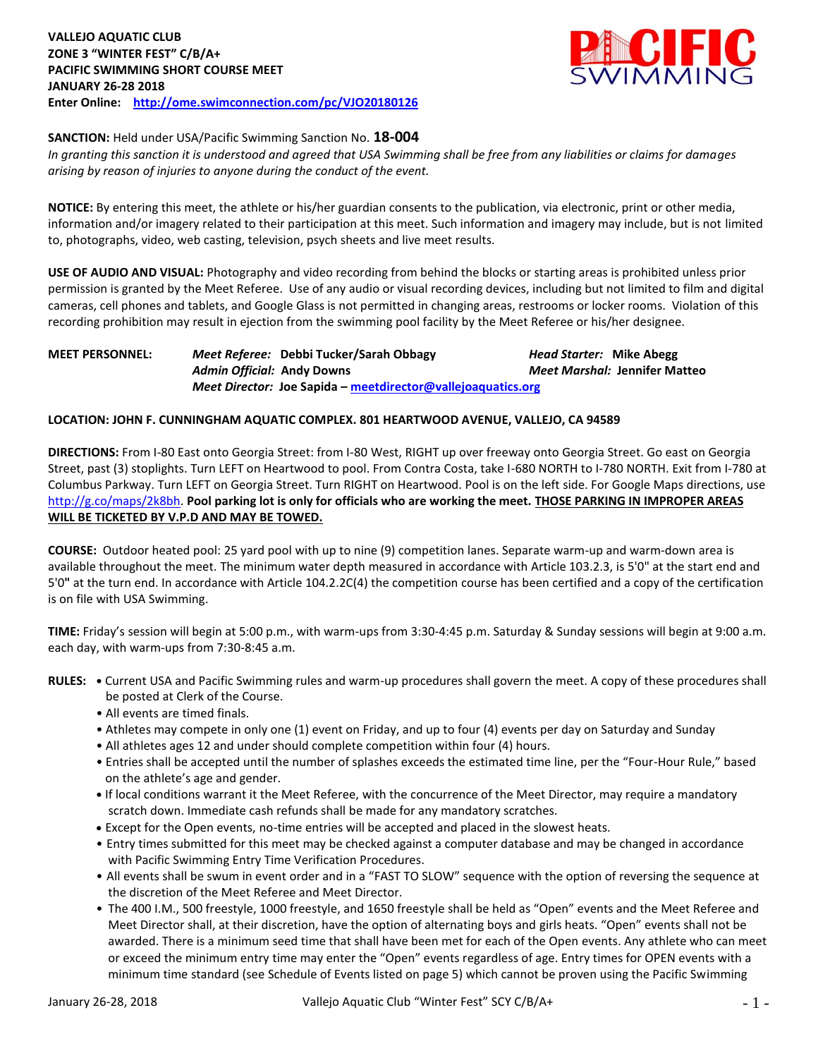**VALLEJO AQUATIC CLUB**
**ZONE 3 "WINTER FEST" C/B/A+**
**PACIFIC SWIMMING SHORT COURSE MEET**
**JANUARY 26-28 2018**
**Enter Online:** http://ome.swimconnection.com/pc/VJO20180126

**SANCTION:** Held under USA/Pacific Swimming Sanction No. **18-004**
*In granting this sanction it is understood and agreed that USA Swimming shall be free from any liabilities or claims for damages arising by reason of injuries to anyone during the conduct of the event.*

**NOTICE:** By entering this meet, the athlete or his/her guardian consents to the publication, via electronic, print or other media, information and/or imagery related to their participation at this meet. Such information and imagery may include, but is not limited to, photographs, video, web casting, television, psych sheets and live meet results.

**USE OF AUDIO AND VISUAL:** Photography and video recording from behind the blocks or starting areas is prohibited unless prior permission is granted by the Meet Referee. Use of any audio or visual recording devices, including but not limited to film and digital cameras, cell phones and tablets, and Google Glass is not permitted in changing areas, restrooms or locker rooms. Violation of this recording prohibition may result in ejection from the swimming pool facility by the Meet Referee or his/her designee.

**MEET PERSONNEL:**
*Meet Referee:* **Debbi Tucker/Sarah Obbagy**
*Head Starter:* **Mike Abegg**
*Admin Official:* **Andy Downs**
*Meet Marshal:* **Jennifer Matteo**
*Meet Director:* **Joe Sapida – meetdirector@vallejoaquatics.org**

**LOCATION: JOHN F. CUNNINGHAM AQUATIC COMPLEX. 801 HEARTWOOD AVENUE, VALLEJO, CA 94589**

**DIRECTIONS:** From I-80 East onto Georgia Street: from I-80 West, RIGHT up over freeway onto Georgia Street. Go east on Georgia Street, past (3) stoplights. Turn LEFT on Heartwood to pool. From Contra Costa, take I-680 NORTH to I-780 NORTH. Exit from I-780 at Columbus Parkway. Turn LEFT on Georgia Street. Turn RIGHT on Heartwood. Pool is on the left side. For Google Maps directions, use http://g.co/maps/2k8bh. **Pool parking lot is only for officials who are working the meet. THOSE PARKING IN IMPROPER AREAS WILL BE TICKETED BY V.P.D AND MAY BE TOWED.**

**COURSE:** Outdoor heated pool: 25 yard pool with up to nine (9) competition lanes. Separate warm-up and warm-down area is available throughout the meet. The minimum water depth measured in accordance with Article 103.2.3, is 5'0" at the start end and 5'0" at the turn end. In accordance with Article 104.2.2C(4) the competition course has been certified and a copy of the certification is on file with USA Swimming.

**TIME:** Friday's session will begin at 5:00 p.m., with warm-ups from 3:30-4:45 p.m. Saturday & Sunday sessions will begin at 9:00 a.m. each day, with warm-ups from 7:30-8:45 a.m.

**RULES:**
- Current USA and Pacific Swimming rules and warm-up procedures shall govern the meet. A copy of these procedures shall be posted at Clerk of the Course.
- All events are timed finals.
- Athletes may compete in only one (1) event on Friday, and up to four (4) events per day on Saturday and Sunday
- All athletes ages 12 and under should complete competition within four (4) hours.
- Entries shall be accepted until the number of splashes exceeds the estimated time line, per the "Four-Hour Rule," based on the athlete's age and gender.
- If local conditions warrant it the Meet Referee, with the concurrence of the Meet Director, may require a mandatory scratch down. Immediate cash refunds shall be made for any mandatory scratches.
- Except for the Open events, no-time entries will be accepted and placed in the slowest heats.
- Entry times submitted for this meet may be checked against a computer database and may be changed in accordance with Pacific Swimming Entry Time Verification Procedures.
- All events shall be swum in event order and in a "FAST TO SLOW" sequence with the option of reversing the sequence at the discretion of the Meet Referee and Meet Director.
- The 400 I.M., 500 freestyle, 1000 freestyle, and 1650 freestyle shall be held as "Open" events and the Meet Referee and Meet Director shall, at their discretion, have the option of alternating boys and girls heats. "Open" events shall not be awarded. There is a minimum seed time that shall have been met for each of the Open events. Any athlete who can meet or exceed the minimum entry time may enter the "Open" events regardless of age. Entry times for OPEN events with a minimum time standard (see Schedule of Events listed on page 5) which cannot be proven using the Pacific Swimming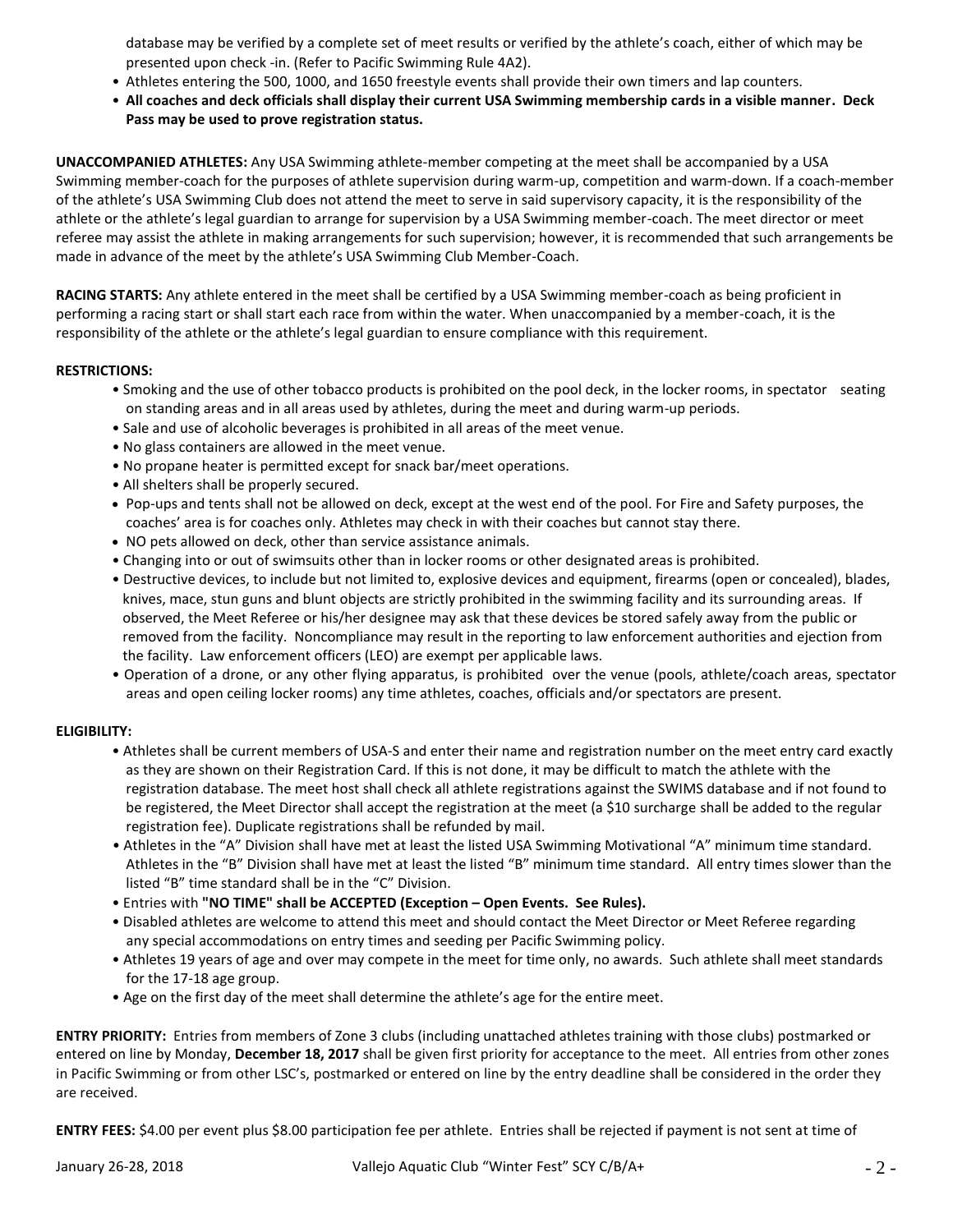database may be verified by a complete set of meet results or verified by the athlete's coach, either of which may be presented upon check -in. (Refer to Pacific Swimming Rule 4A2).

- Athletes entering the 500, 1000, and 1650 freestyle events shall provide their own timers and lap counters.
- **All coaches and deck officials shall display their current USA Swimming membership cards in a visible manner. Deck Pass may be used to prove registration status.**

**UNACCOMPANIED ATHLETES:** Any USA Swimming athlete-member competing at the meet shall be accompanied by a USA Swimming member-coach for the purposes of athlete supervision during warm-up, competition and warm-down. If a coach-member of the athlete's USA Swimming Club does not attend the meet to serve in said supervisory capacity, it is the responsibility of the athlete or the athlete's legal guardian to arrange for supervision by a USA Swimming member-coach. The meet director or meet referee may assist the athlete in making arrangements for such supervision; however, it is recommended that such arrangements be made in advance of the meet by the athlete's USA Swimming Club Member-Coach.

**RACING STARTS:** Any athlete entered in the meet shall be certified by a USA Swimming member-coach as being proficient in performing a racing start or shall start each race from within the water. When unaccompanied by a member-coach, it is the responsibility of the athlete or the athlete's legal guardian to ensure compliance with this requirement.

**RESTRICTIONS:**

- Smoking and the use of other tobacco products is prohibited on the pool deck, in the locker rooms, in spectator seating on standing areas and in all areas used by athletes, during the meet and during warm-up periods.
- Sale and use of alcoholic beverages is prohibited in all areas of the meet venue.
- No glass containers are allowed in the meet venue.
- No propane heater is permitted except for snack bar/meet operations.
- All shelters shall be properly secured.
- Pop-ups and tents shall not be allowed on deck, except at the west end of the pool. For Fire and Safety purposes, the coaches' area is for coaches only. Athletes may check in with their coaches but cannot stay there.
- NO pets allowed on deck, other than service assistance animals.
- Changing into or out of swimsuits other than in locker rooms or other designated areas is prohibited.
- Destructive devices, to include but not limited to, explosive devices and equipment, firearms (open or concealed), blades, knives, mace, stun guns and blunt objects are strictly prohibited in the swimming facility and its surrounding areas. If observed, the Meet Referee or his/her designee may ask that these devices be stored safely away from the public or removed from the facility. Noncompliance may result in the reporting to law enforcement authorities and ejection from the facility. Law enforcement officers (LEO) are exempt per applicable laws.
- Operation of a drone, or any other flying apparatus, is prohibited over the venue (pools, athlete/coach areas, spectator areas and open ceiling locker rooms) any time athletes, coaches, officials and/or spectators are present.

**ELIGIBILITY:**

- Athletes shall be current members of USA-S and enter their name and registration number on the meet entry card exactly as they are shown on their Registration Card. If this is not done, it may be difficult to match the athlete with the registration database. The meet host shall check all athlete registrations against the SWIMS database and if not found to be registered, the Meet Director shall accept the registration at the meet (a $10 surcharge shall be added to the regular registration fee). Duplicate registrations shall be refunded by mail.
- Athletes in the "A" Division shall have met at least the listed USA Swimming Motivational "A" minimum time standard. Athletes in the "B" Division shall have met at least the listed "B" minimum time standard. All entry times slower than the listed "B" time standard shall be in the "C" Division.
- Entries with **"NO TIME" shall be ACCEPTED (Exception – Open Events. See Rules).**
- Disabled athletes are welcome to attend this meet and should contact the Meet Director or Meet Referee regarding any special accommodations on entry times and seeding per Pacific Swimming policy.
- Athletes 19 years of age and over may compete in the meet for time only, no awards. Such athlete shall meet standards for the 17-18 age group.
- Age on the first day of the meet shall determine the athlete's age for the entire meet.

**ENTRY PRIORITY:** Entries from members of Zone 3 clubs (including unattached athletes training with those clubs) postmarked or entered on line by Monday, **December 18, 2017** shall be given first priority for acceptance to the meet. All entries from other zones in Pacific Swimming or from other LSC's, postmarked or entered on line by the entry deadline shall be considered in the order they are received.

**ENTRY FEES:** $4.00 per event plus $8.00 participation fee per athlete. Entries shall be rejected if payment is not sent at time of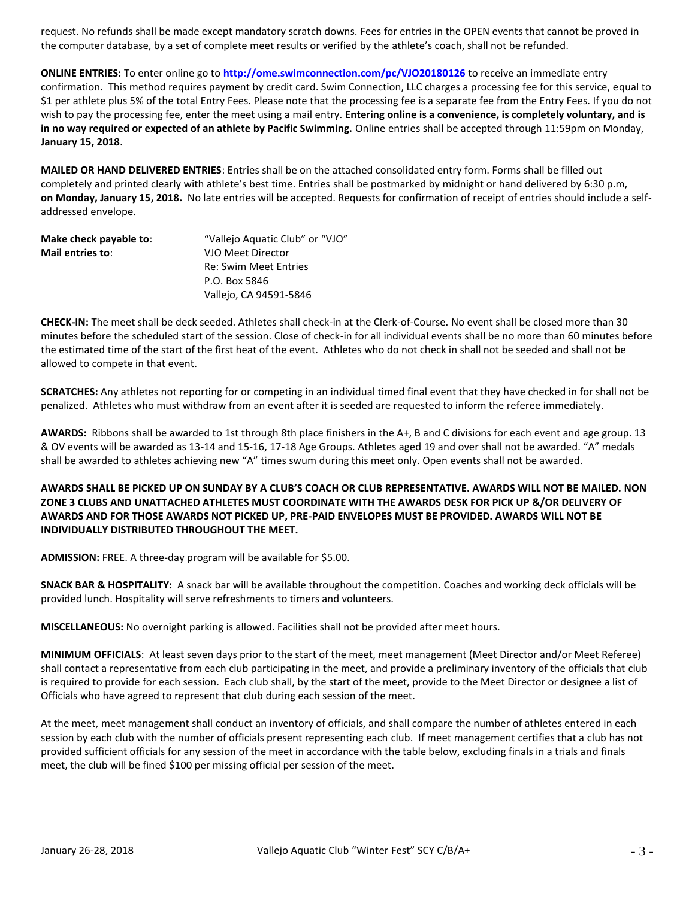request. No refunds shall be made except mandatory scratch downs. Fees for entries in the OPEN events that cannot be proved in the computer database, by a set of complete meet results or verified by the athlete's coach, shall not be refunded.

**ONLINE ENTRIES:** To enter online go to **http://ome.swimconnection.com/pc/VJO20180126** to receive an immediate entry confirmation. This method requires payment by credit card. Swim Connection, LLC charges a processing fee for this service, equal to $1 per athlete plus 5% of the total Entry Fees. Please note that the processing fee is a separate fee from the Entry Fees. If you do not wish to pay the processing fee, enter the meet using a mail entry. **Entering online is a convenience, is completely voluntary, and is in no way required or expected of an athlete by Pacific Swimming.** Online entries shall be accepted through 11:59pm on Monday, **January 15, 2018**.

**MAILED OR HAND DELIVERED ENTRIES**: Entries shall be on the attached consolidated entry form. Forms shall be filled out completely and printed clearly with athlete's best time. Entries shall be postmarked by midnight or hand delivered by 6:30 p.m, **on Monday, January 15, 2018.** No late entries will be accepted. Requests for confirmation of receipt of entries should include a self-addressed envelope.

**Make check payable to**: "Vallejo Aquatic Club" or "VJO"
**Mail entries to**: VJO Meet Director
Re: Swim Meet Entries
P.O. Box 5846
Vallejo, CA 94591-5846

**CHECK-IN:** The meet shall be deck seeded. Athletes shall check-in at the Clerk-of-Course. No event shall be closed more than 30 minutes before the scheduled start of the session. Close of check-in for all individual events shall be no more than 60 minutes before the estimated time of the start of the first heat of the event. Athletes who do not check in shall not be seeded and shall not be allowed to compete in that event.

**SCRATCHES:** Any athletes not reporting for or competing in an individual timed final event that they have checked in for shall not be penalized. Athletes who must withdraw from an event after it is seeded are requested to inform the referee immediately.

**AWARDS:** Ribbons shall be awarded to 1st through 8th place finishers in the A+, B and C divisions for each event and age group. 13 & OV events will be awarded as 13-14 and 15-16, 17-18 Age Groups. Athletes aged 19 and over shall not be awarded. "A" medals shall be awarded to athletes achieving new "A" times swum during this meet only. Open events shall not be awarded.

**AWARDS SHALL BE PICKED UP ON SUNDAY BY A CLUB'S COACH OR CLUB REPRESENTATIVE. AWARDS WILL NOT BE MAILED. NON ZONE 3 CLUBS AND UNATTACHED ATHLETES MUST COORDINATE WITH THE AWARDS DESK FOR PICK UP &/OR DELIVERY OF AWARDS AND FOR THOSE AWARDS NOT PICKED UP, PRE-PAID ENVELOPES MUST BE PROVIDED. AWARDS WILL NOT BE INDIVIDUALLY DISTRIBUTED THROUGHOUT THE MEET.**

**ADMISSION:** FREE. A three-day program will be available for $5.00.

**SNACK BAR & HOSPITALITY:** A snack bar will be available throughout the competition. Coaches and working deck officials will be provided lunch. Hospitality will serve refreshments to timers and volunteers.

**MISCELLANEOUS:** No overnight parking is allowed. Facilities shall not be provided after meet hours.

**MINIMUM OFFICIALS**: At least seven days prior to the start of the meet, meet management (Meet Director and/or Meet Referee) shall contact a representative from each club participating in the meet, and provide a preliminary inventory of the officials that club is required to provide for each session. Each club shall, by the start of the meet, provide to the Meet Director or designee a list of Officials who have agreed to represent that club during each session of the meet.

At the meet, meet management shall conduct an inventory of officials, and shall compare the number of athletes entered in each session by each club with the number of officials present representing each club. If meet management certifies that a club has not provided sufficient officials for any session of the meet in accordance with the table below, excluding finals in a trials and finals meet, the club will be fined $100 per missing official per session of the meet.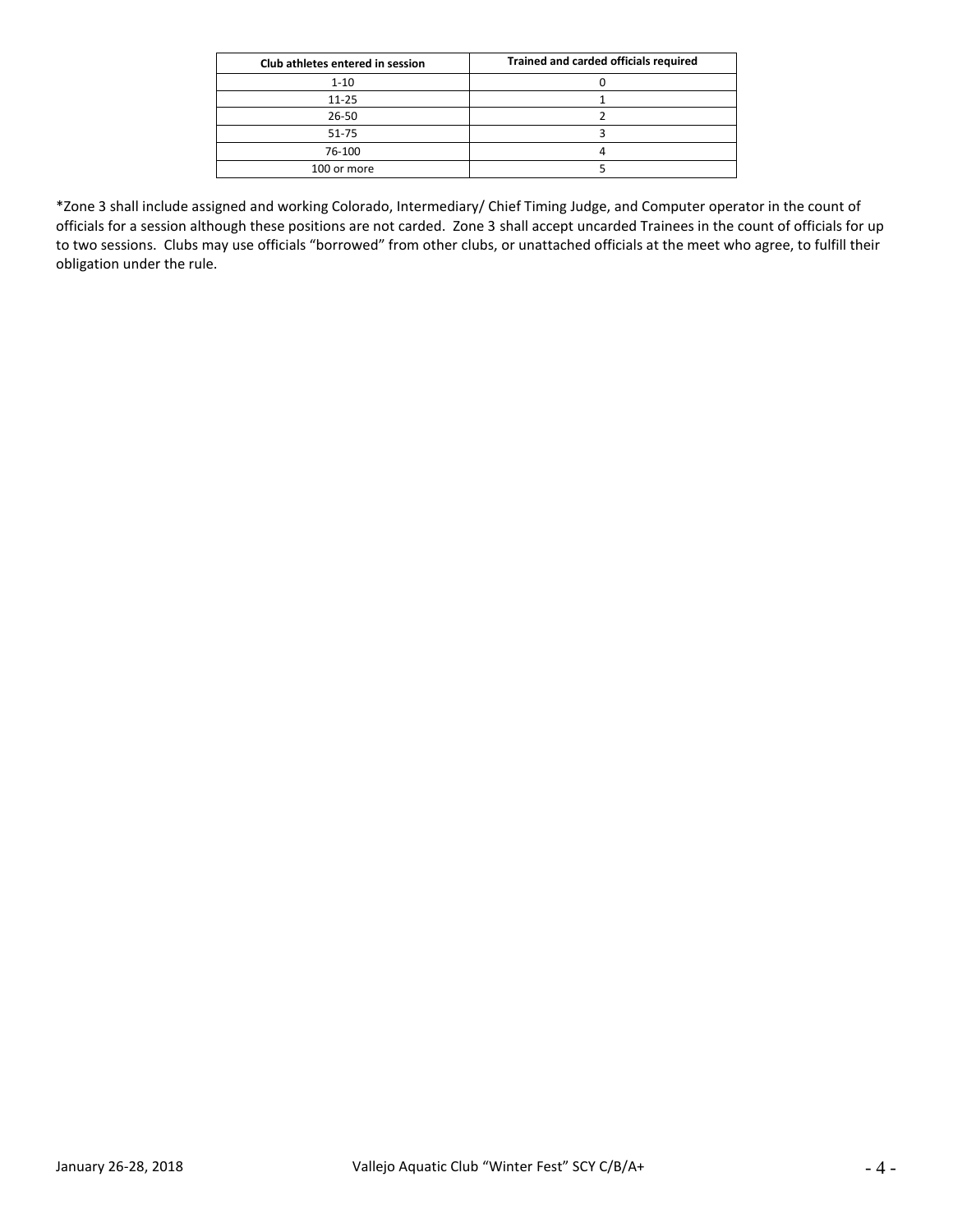| Club athletes entered in session | Trained and carded officials required |
| --- | --- |
| 1-10 | 0 |
| 11-25 | 1 |
| 26-50 | 2 |
| 51-75 | 3 |
| 76-100 | 4 |
| 100 or more | 5 |

*Zone 3 shall include assigned and working Colorado, Intermediary/ Chief Timing Judge, and Computer operator in the count of officials for a session although these positions are not carded. Zone 3 shall accept uncarded Trainees in the count of officials for up to two sessions. Clubs may use officials "borrowed" from other clubs, or unattached officials at the meet who agree, to fulfill their obligation under the rule.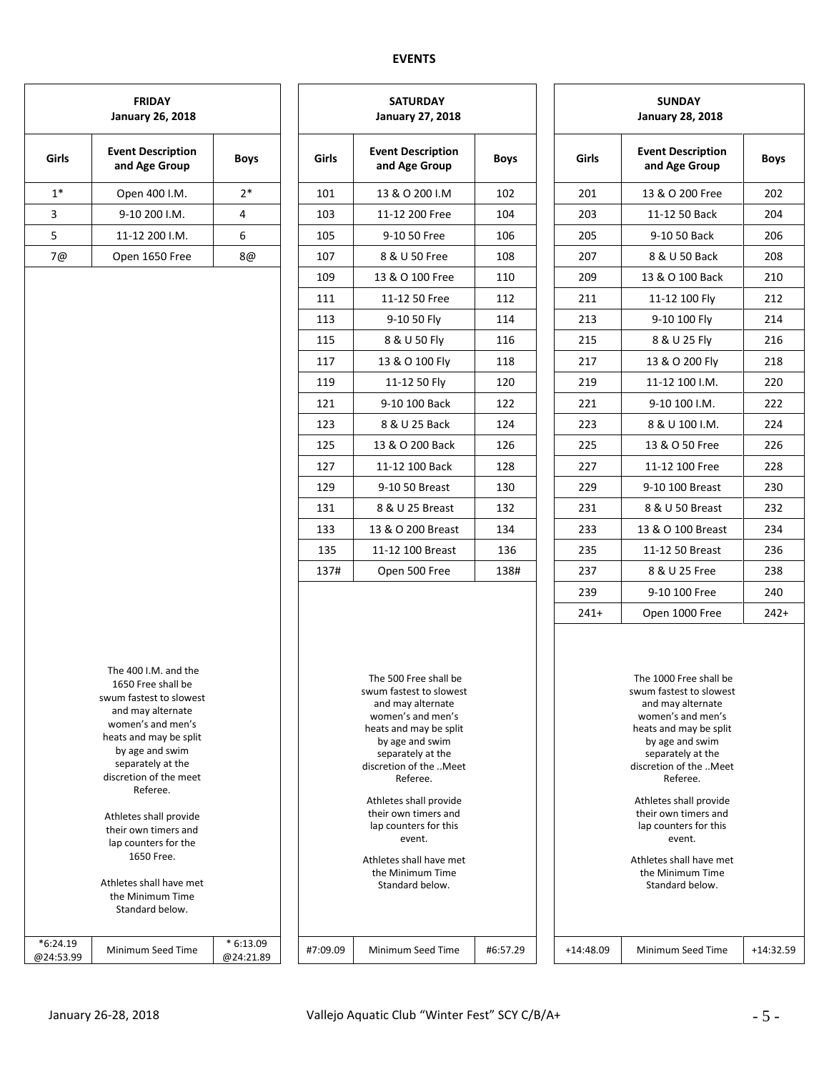# EVENTS

## FRIDAY
**January 26, 2018**

| Girls | Event Description and Age Group | Boys |
|---|---|---|
| 1* | Open 400 I.M. | 2* |
| 3 | 9-10 200 I.M. | 4 |
| 5 | 11-12 200 I.M. | 6 |
| 7@ | Open 1650 Free | 8@ |
| *6:24.19 @24:53.99 | Minimum Seed Time | * 6:13.09 @24:21.89 |

The 400 I.M. and the 1650 Free shall be swum fastest to slowest and may alternate women's and men's heats and may be split by age and swim separately at the discretion of the meet Referee.

Athletes shall provide their own timers and lap counters for the 1650 Free.

Athletes shall have met the Minimum Time Standard below.

## SATURDAY
**January 27, 2018**

| Girls | Event Description and Age Group | Boys |
|---|---|---|
| 101 | 13 & O 200 I.M | 102 |
| 103 | 11-12 200 Free | 104 |
| 105 | 9-10 50 Free | 106 |
| 107 | 8 & U 50 Free | 108 |
| 109 | 13 & O 100 Free | 110 |
| 111 | 11-12 50 Free | 112 |
| 113 | 9-10 50 Fly | 114 |
| 115 | 8 & U 50 Fly | 116 |
| 117 | 13 & O 100 Fly | 118 |
| 119 | 11-12 50 Fly | 120 |
| 121 | 9-10 100 Back | 122 |
| 123 | 8 & U 25 Back | 124 |
| 125 | 13 & O 200 Back | 126 |
| 127 | 11-12 100 Back | 128 |
| 129 | 9-10 50 Breast | 130 |
| 131 | 8 & U 25 Breast | 132 |
| 133 | 13 & O 200 Breast | 134 |
| 135 | 11-12 100 Breast | 136 |
| 137# | Open 500 Free | 138# |
| #7:09.09 | Minimum Seed Time | #6:57.29 |

The 500 Free shall be swum fastest to slowest and may alternate women's and men's heats and may be split by age and swim separately at the discretion of the ..Meet Referee.

Athletes shall provide their own timers and lap counters for this event.

Athletes shall have met the Minimum Time Standard below.

## SUNDAY
**January 28, 2018**

| Girls | Event Description and Age Group | Boys |
|---|---|---|
| 201 | 13 & O 200 Free | 202 |
| 203 | 11-12 50 Back | 204 |
| 205 | 9-10 50 Back | 206 |
| 207 | 8 & U 50 Back | 208 |
| 209 | 13 & O 100 Back | 210 |
| 211 | 11-12 100 Fly | 212 |
| 213 | 9-10 100 Fly | 214 |
| 215 | 8 & U 25 Fly | 216 |
| 217 | 13 & O 200 Fly | 218 |
| 219 | 11-12 100 I.M. | 220 |
| 221 | 9-10 100 I.M. | 222 |
| 223 | 8 & U 100 I.M. | 224 |
| 225 | 13 & O 50 Free | 226 |
| 227 | 11-12 100 Free | 228 |
| 229 | 9-10 100 Breast | 230 |
| 231 | 8 & U 50 Breast | 232 |
| 233 | 13 & O 100 Breast | 234 |
| 235 | 11-12 50 Breast | 236 |
| 237 | 8 & U 25 Free | 238 |
| 239 | 9-10 100 Free | 240 |
| 241+ | Open 1000 Free | 242+ |
| +14:48.09 | Minimum Seed Time | +14:32.59 |

The 1000 Free shall be swum fastest to slowest and may alternate women's and men's heats and may be split by age and swim separately at the discretion of the ..Meet Referee.

Athletes shall provide their own timers and lap counters for this event.

Athletes shall have met the Minimum Time Standard below.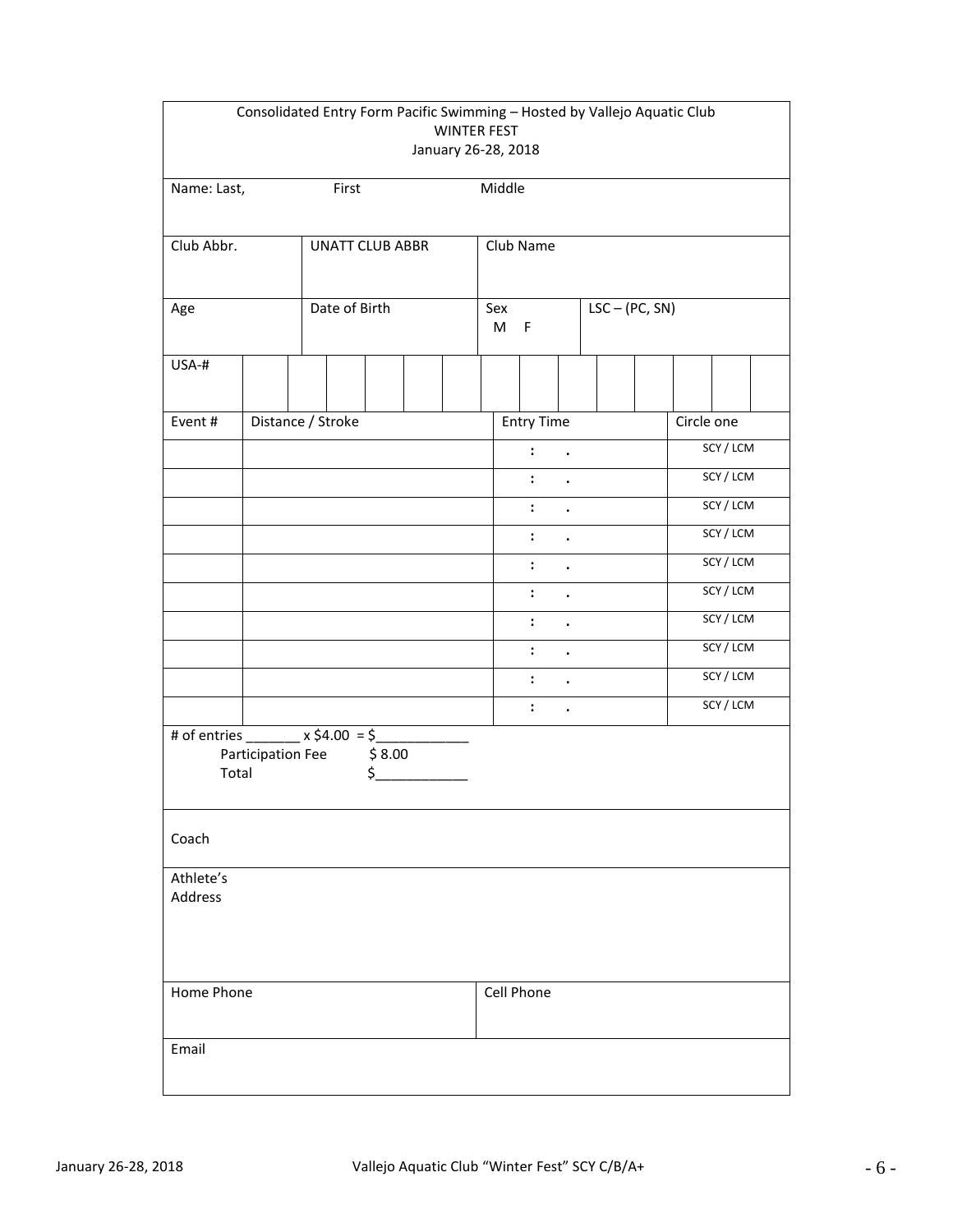Consolidated Entry Form Pacific Swimming – Hosted by Vallejo Aquatic Club
WINTER FEST
January 26-28, 2018

| | | | |
|---|---|---|---|
| Name: Last, | First | Middle | |
| Club Abbr. | UNATT CLUB ABBR | Club Name | |
| Age | Date of Birth | Sex M F | LSC – (PC, SN) |
| USA-# | | | |

| Event # | Distance / Stroke | Entry Time | Circle one |
|---|---|---|---|
| | | : . | SCY / LCM |
| | | : . | SCY / LCM |
| | | : . | SCY / LCM |
| | | : . | SCY / LCM |
| | | : . | SCY / LCM |
| | | : . | SCY / LCM |
| | | : . | SCY / LCM |
| | | : . | SCY / LCM |
| | | : . | SCY / LCM |
| | | : . | SCY / LCM |

# of entries _______ x $4.00 = $____________
Participation Fee $ 8.00
Total $____________

| | |
|---|---|
| Coach | |
| Athlete's Address | |
| Home Phone | Cell Phone |
| Email | |